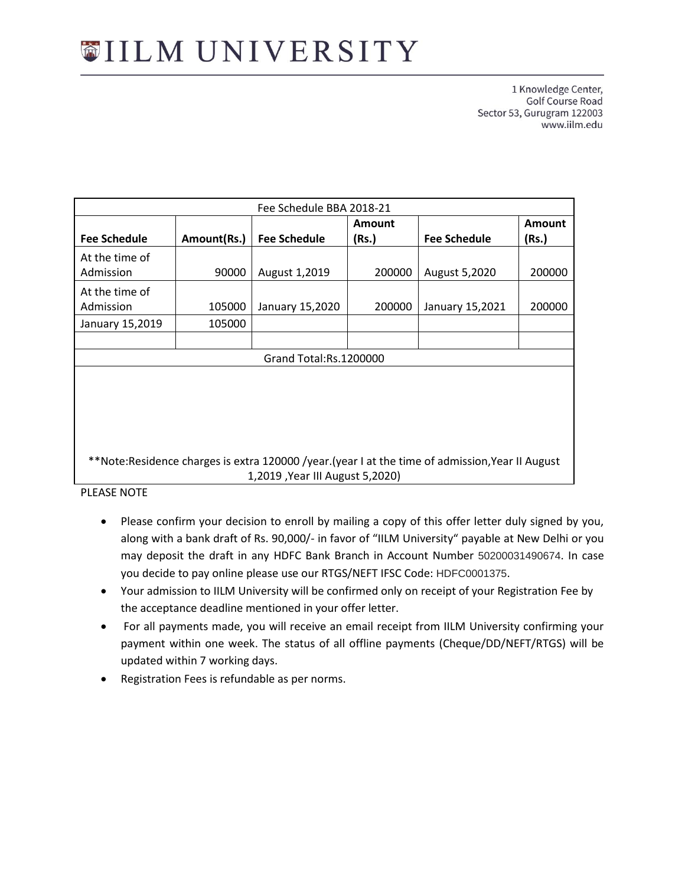# IILM UNIVERSITY

1 Knowledge Center,
Golf Course Road
Sector 53, Gurugram 122003
www.iilm.edu

| Fee Schedule BBA 2018-21 | | | | | |
|---|---|---|---|---|---|
| **Fee Schedule** | **Amount(Rs.)** | **Fee Schedule** | **Amount (Rs.)** | **Fee Schedule** | **Amount (Rs.)** |
| At the time of Admission | 90000 | August 1,2019 | 200000 | August 5,2020 | 200000 |
| At the time of Admission | 105000 | January 15,2020 | 200000 | January 15,2021 | 200000 |
| January 15,2019 | 105000 | | | | |
| | | | | | |
| Grand Total:Rs.1200000 | | | | | |
| **Note:Residence charges is extra 120000 /year.(year I at the time of admission,Year II August 1,2019 ,Year III August 5,2020) | | | | | |

PLEASE NOTE

- Please confirm your decision to enroll by mailing a copy of this offer letter duly signed by you, along with a bank draft of Rs. 90,000/- in favor of "IILM University" payable at New Delhi or you may deposit the draft in any HDFC Bank Branch in Account Number 50200031490674. In case you decide to pay online please use our RTGS/NEFT IFSC Code: HDFC0001375.
- Your admission to IILM University will be confirmed only on receipt of your Registration Fee by the acceptance deadline mentioned in your offer letter.
- For all payments made, you will receive an email receipt from IILM University confirming your payment within one week. The status of all offline payments (Cheque/DD/NEFT/RTGS) will be updated within 7 working days.
- Registration Fees is refundable as per norms.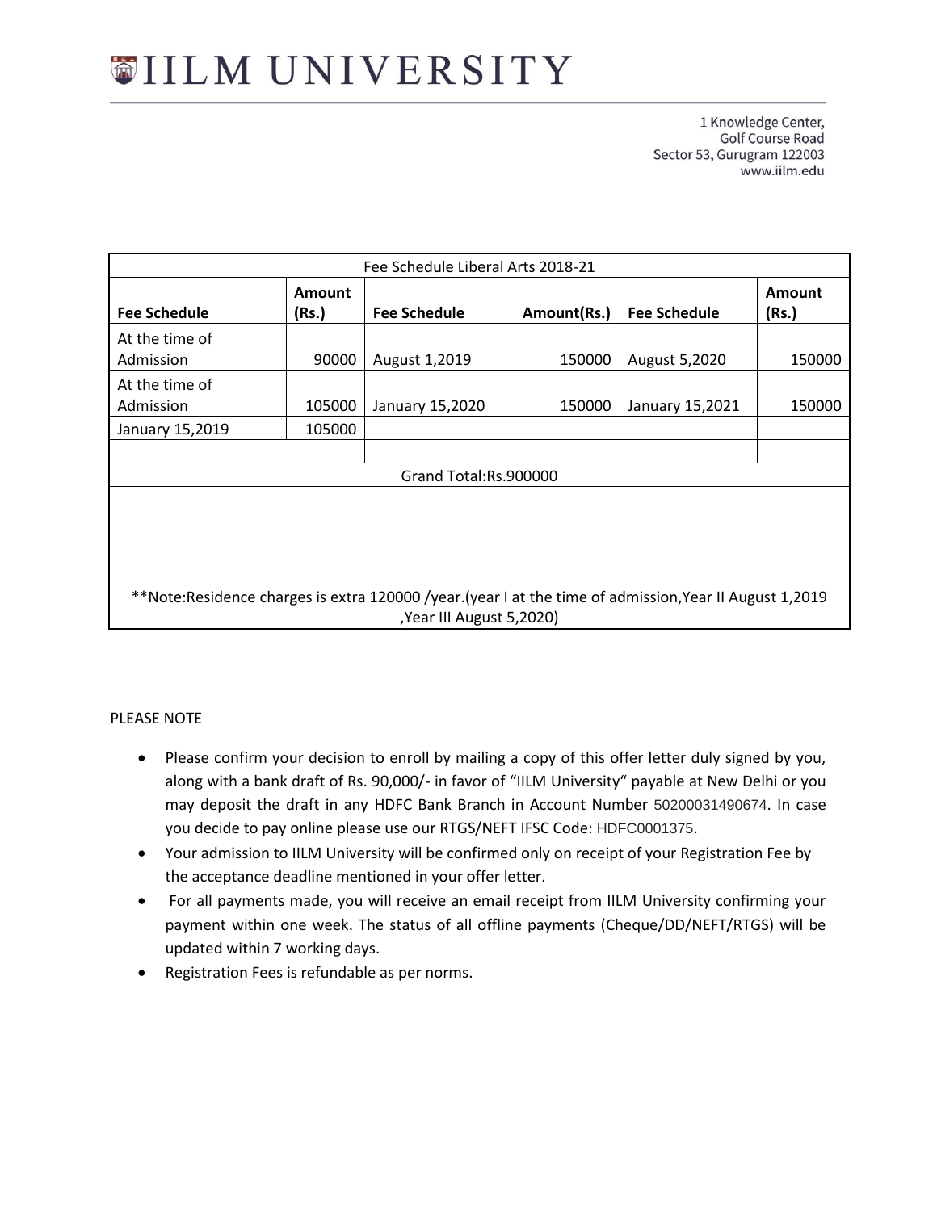# IILM UNIVERSITY

1 Knowledge Center,
Golf Course Road
Sector 53, Gurugram 122003
www.iilm.edu

| Fee Schedule Liberal Arts 2018-21 | | | | | |
|---|---|---|---|---|---|
| **Fee Schedule** | **Amount (Rs.)** | **Fee Schedule** | **Amount(Rs.)** | **Fee Schedule** | **Amount (Rs.)** |
| At the time of Admission | 90000 | August 1,2019 | 150000 | August 5,2020 | 150000 |
| At the time of Admission | 105000 | January 15,2020 | 150000 | January 15,2021 | 150000 |
| January 15,2019 | 105000 | | | | |
| | | | | | |
| Grand Total:Rs.900000 | | | | | |
| **Note:Residence charges is extra 120000 /year.(year I at the time of admission,Year II August 1,2019 ,Year III August 5,2020) | | | | | |

PLEASE NOTE

- Please confirm your decision to enroll by mailing a copy of this offer letter duly signed by you, along with a bank draft of Rs. 90,000/- in favor of "IILM University" payable at New Delhi or you may deposit the draft in any HDFC Bank Branch in Account Number 50200031490674. In case you decide to pay online please use our RTGS/NEFT IFSC Code: HDFC0001375.
- Your admission to IILM University will be confirmed only on receipt of your Registration Fee by the acceptance deadline mentioned in your offer letter.
- For all payments made, you will receive an email receipt from IILM University confirming your payment within one week. The status of all offline payments (Cheque/DD/NEFT/RTGS) will be updated within 7 working days.
- Registration Fees is refundable as per norms.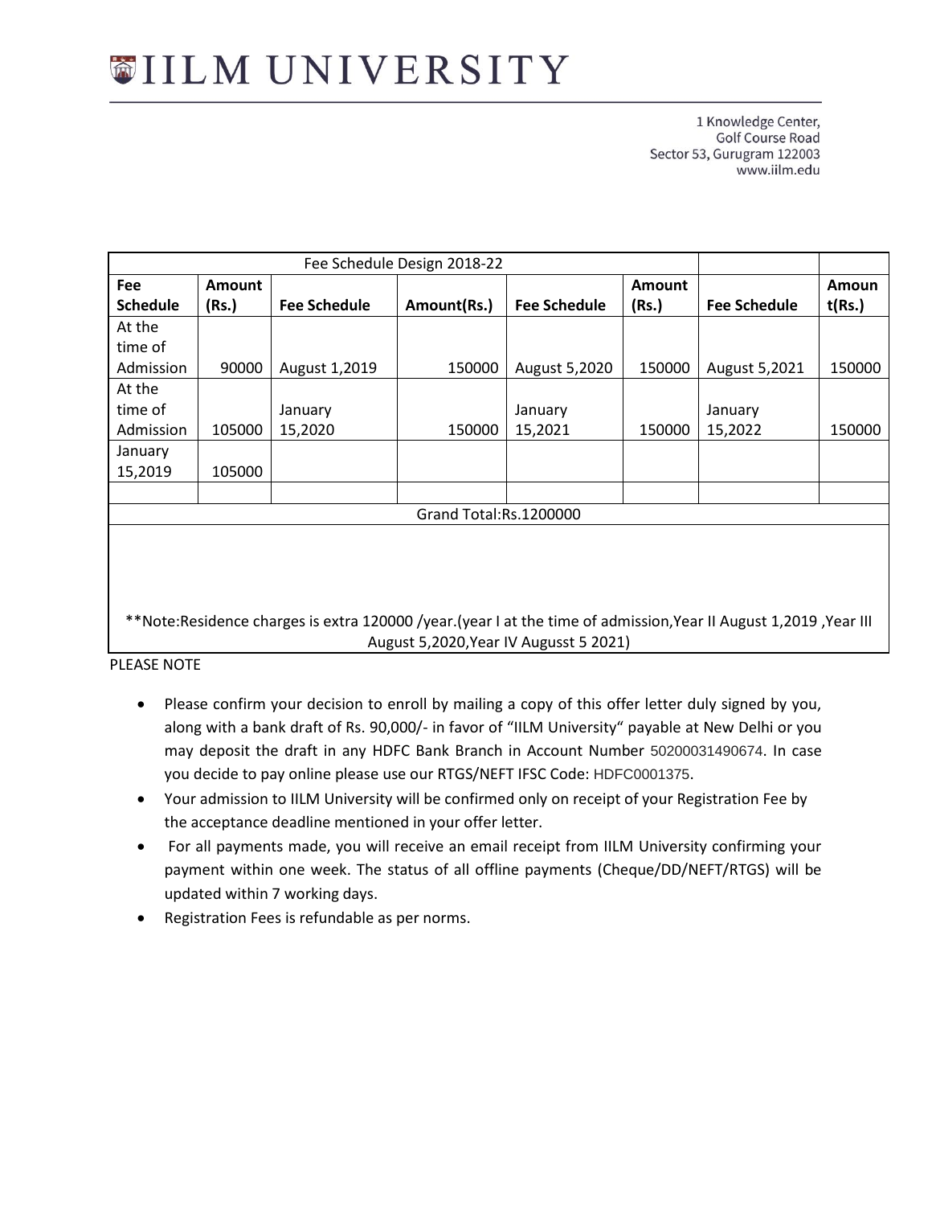# IILM UNIVERSITY

1 Knowledge Center,
Golf Course Road
Sector 53, Gurugram 122003
www.iilm.edu

| Fee Schedule Design 2018-22 | | | | | | | |
|---|---|---|---|---|---|---|---|
| **Fee Schedule** | **Amount (Rs.)** | **Fee Schedule** | **Amount(Rs.)** | **Fee Schedule** | **Amount (Rs.)** | **Fee Schedule** | **Amount(Rs.)** |
| At the time of Admission | 90000 | August 1,2019 | 150000 | August 5,2020 | 150000 | August 5,2021 | 150000 |
| At the time of Admission | 105000 | January 15,2020 | 150000 | January 15,2021 | 150000 | January 15,2022 | 150000 |
| January 15,2019 | 105000 | | | | | | |
| | | | | | | | |
| Grand Total:Rs.1200000 | | | | | | | |
| **Note:Residence charges is extra 120000 /year.(year I at the time of admission,Year II August 1,2019 ,Year III August 5,2020,Year IV Augusst 5 2021) | | | | | | | |

PLEASE NOTE

- Please confirm your decision to enroll by mailing a copy of this offer letter duly signed by you, along with a bank draft of Rs. 90,000/- in favor of "IILM University" payable at New Delhi or you may deposit the draft in any HDFC Bank Branch in Account Number 50200031490674. In case you decide to pay online please use our RTGS/NEFT IFSC Code: HDFC0001375.
- Your admission to IILM University will be confirmed only on receipt of your Registration Fee by the acceptance deadline mentioned in your offer letter.
- For all payments made, you will receive an email receipt from IILM University confirming your payment within one week. The status of all offline payments (Cheque/DD/NEFT/RTGS) will be updated within 7 working days.
- Registration Fees is refundable as per norms.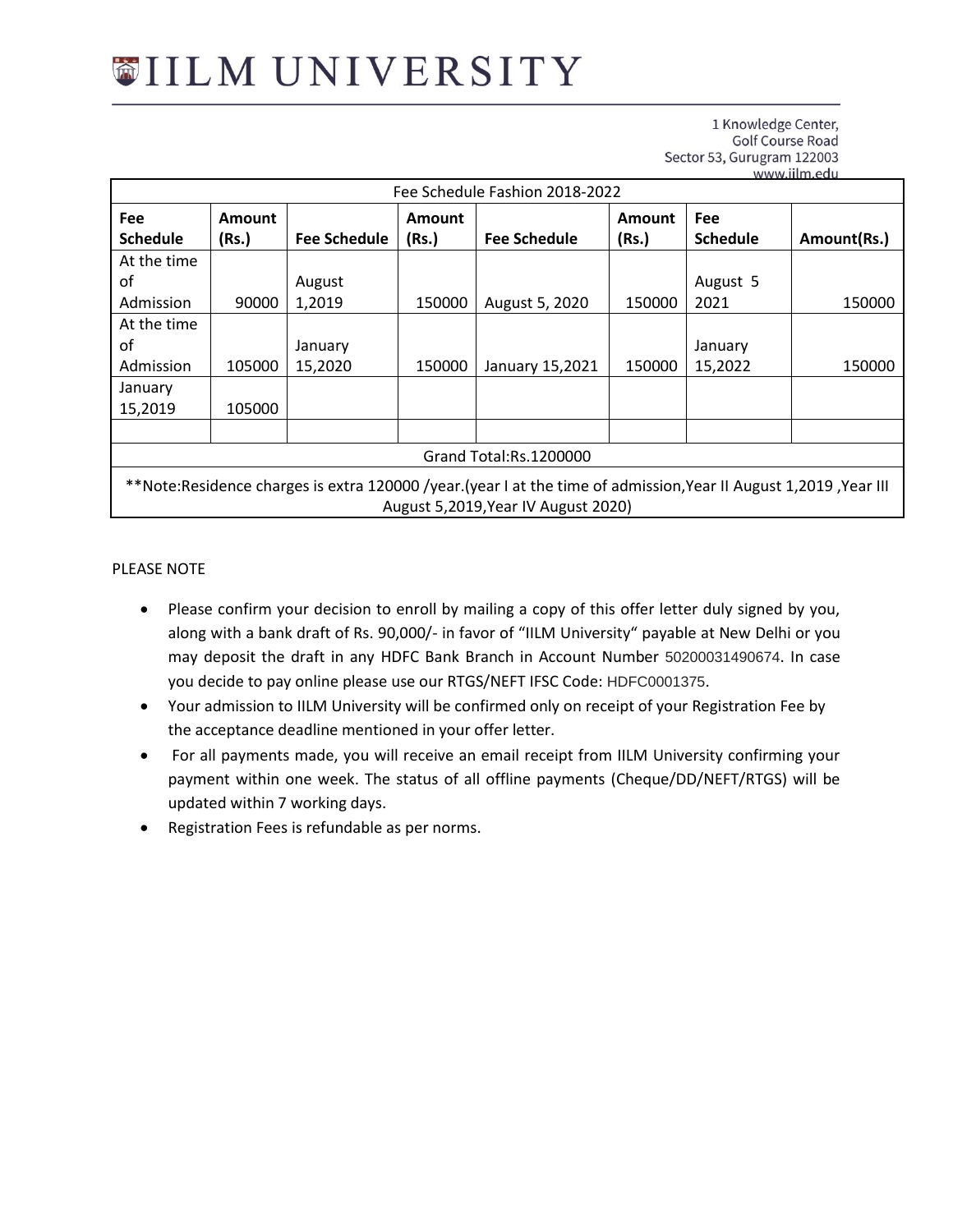# IILM UNIVERSITY

1 Knowledge Center,
Golf Course Road
Sector 53, Gurugram 122003
www.iilm.edu

| Fee Schedule Fashion 2018-2022 | | | | | | | |
|---|---|---|---|---|---|---|---|
| **Fee Schedule** | **Amount (Rs.)** | **Fee Schedule** | **Amount (Rs.)** | **Fee Schedule** | **Amount (Rs.)** | **Fee Schedule** | **Amount(Rs.)** |
| At the time of Admission | 90000 | August 1,2019 | 150000 | August 5, 2020 | 150000 | August 5 2021 | 150000 |
| At the time of Admission | 105000 | January 15,2020 | 150000 | January 15,2021 | 150000 | January 15,2022 | 150000 |
| January 15,2019 | 105000 | | | | | | |
| | | | | | | | |
| Grand Total:Rs.1200000 | | | | | | | |
| **Note:Residence charges is extra 120000 /year.(year I at the time of admission,Year II August 1,2019 ,Year III August 5,2019,Year IV August 2020) | | | | | | | |

PLEASE NOTE

- Please confirm your decision to enroll by mailing a copy of this offer letter duly signed by you, along with a bank draft of Rs. 90,000/- in favor of "IILM University" payable at New Delhi or you may deposit the draft in any HDFC Bank Branch in Account Number 50200031490674. In case you decide to pay online please use our RTGS/NEFT IFSC Code: HDFC0001375.
- Your admission to IILM University will be confirmed only on receipt of your Registration Fee by the acceptance deadline mentioned in your offer letter.
- For all payments made, you will receive an email receipt from IILM University confirming your payment within one week. The status of all offline payments (Cheque/DD/NEFT/RTGS) will be updated within 7 working days.
- Registration Fees is refundable as per norms.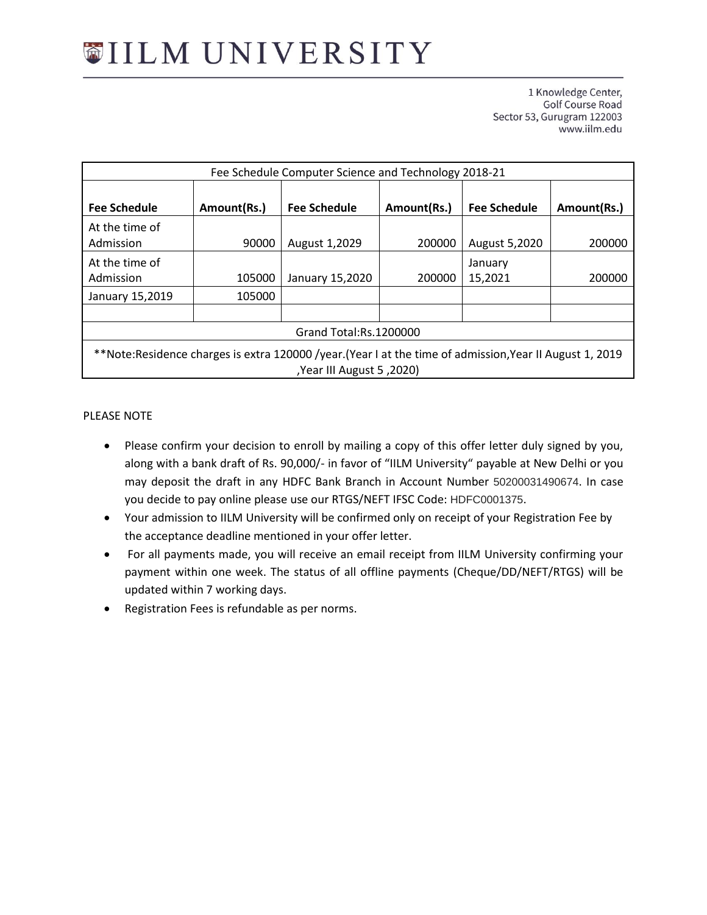# IILM UNIVERSITY

1 Knowledge Center,
Golf Course Road
Sector 53, Gurugram 122003
www.iilm.edu

| Fee Schedule Computer Science and Technology 2018-21 | | | | | |
|---|---|---|---|---|---|
| **Fee Schedule** | **Amount(Rs.)** | **Fee Schedule** | **Amount(Rs.)** | **Fee Schedule** | **Amount(Rs.)** |
| At the time of Admission | 90000 | August 1,2029 | 200000 | August 5,2020 | 200000 |
| At the time of Admission | 105000 | January 15,2020 | 200000 | January 15,2021 | 200000 |
| January 15,2019 | 105000 | | | | |
| | | | | | |
| Grand Total:Rs.1200000 | | | | | |
| **Note:Residence charges is extra 120000 /year.(Year I at the time of admission,Year II August 1, 2019 ,Year III August 5 ,2020) | | | | | |

PLEASE NOTE

- Please confirm your decision to enroll by mailing a copy of this offer letter duly signed by you, along with a bank draft of Rs. 90,000/- in favor of "IILM University" payable at New Delhi or you may deposit the draft in any HDFC Bank Branch in Account Number 50200031490674. In case you decide to pay online please use our RTGS/NEFT IFSC Code: HDFC0001375.
- Your admission to IILM University will be confirmed only on receipt of your Registration Fee by the acceptance deadline mentioned in your offer letter.
- For all payments made, you will receive an email receipt from IILM University confirming your payment within one week. The status of all offline payments (Cheque/DD/NEFT/RTGS) will be updated within 7 working days.
- Registration Fees is refundable as per norms.